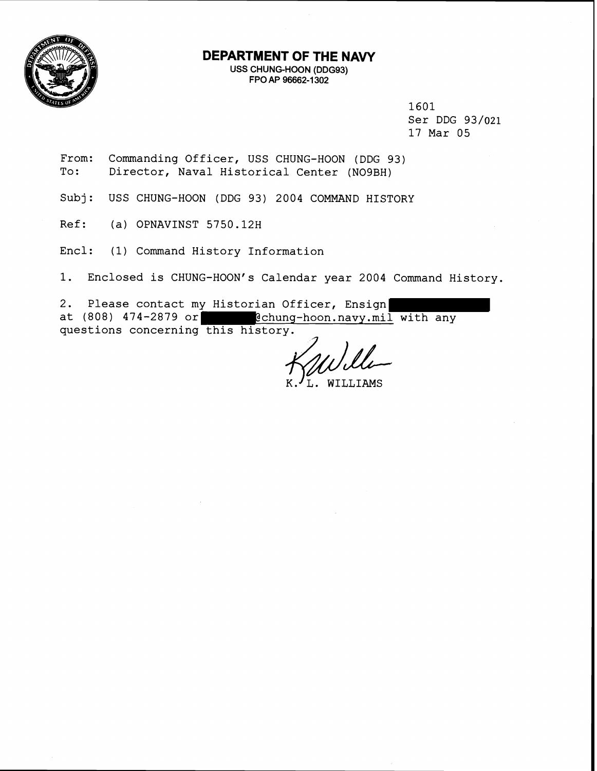# DEPARTMENT OF THE NAVY

USS CHUNG-HOON (DDG93)
FPO AP 96662-1302

1601
Ser DDG 93/021
17 Mar 05

From: Commanding Officer, USS CHUNG-HOON (DDG 93)
To: Director, Naval Historical Center (NO9BH)

Subj: USS CHUNG-HOON (DDG 93) 2004 COMMAND HISTORY

Ref: (a) OPNAVINST 5750.12H

Encl: (1) Command History Information

1. Enclosed is CHUNG-HOON's Calendar year 2004 Command History.

2. Please contact my Historian Officer, Ensign [REDACTED] at (808) 474-2879 or [REDACTED]@chung-hoon.navy.mil with any questions concerning this history.

K. L. WILLIAMS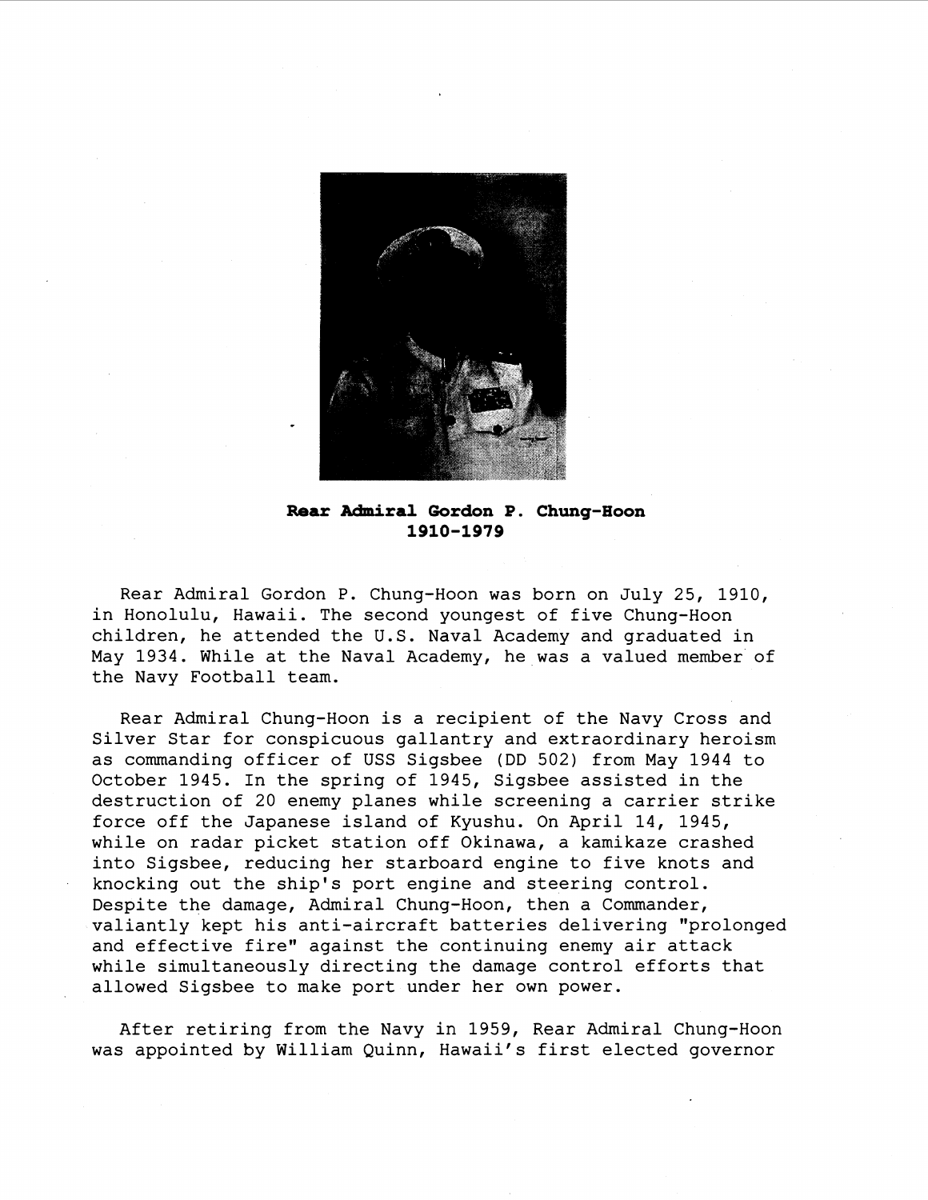**Rear Admiral Gordon P. Chung-Hoon**
**1910-1979**

Rear Admiral Gordon P. Chung-Hoon was born on July 25, 1910, in Honolulu, Hawaii. The second youngest of five Chung-Hoon children, he attended the U.S. Naval Academy and graduated in May 1934. While at the Naval Academy, he was a valued member of the Navy Football team.

Rear Admiral Chung-Hoon is a recipient of the Navy Cross and Silver Star for conspicuous gallantry and extraordinary heroism as commanding officer of USS Sigsbee (DD 502) from May 1944 to October 1945. In the spring of 1945, Sigsbee assisted in the destruction of 20 enemy planes while screening a carrier strike force off the Japanese island of Kyushu. On April 14, 1945, while on radar picket station off Okinawa, a kamikaze crashed into Sigsbee, reducing her starboard engine to five knots and knocking out the ship's port engine and steering control. Despite the damage, Admiral Chung-Hoon, then a Commander, valiantly kept his anti-aircraft batteries delivering "prolonged and effective fire" against the continuing enemy air attack while simultaneously directing the damage control efforts that allowed Sigsbee to make port under her own power.

After retiring from the Navy in 1959, Rear Admiral Chung-Hoon was appointed by William Quinn, Hawaii's first elected governor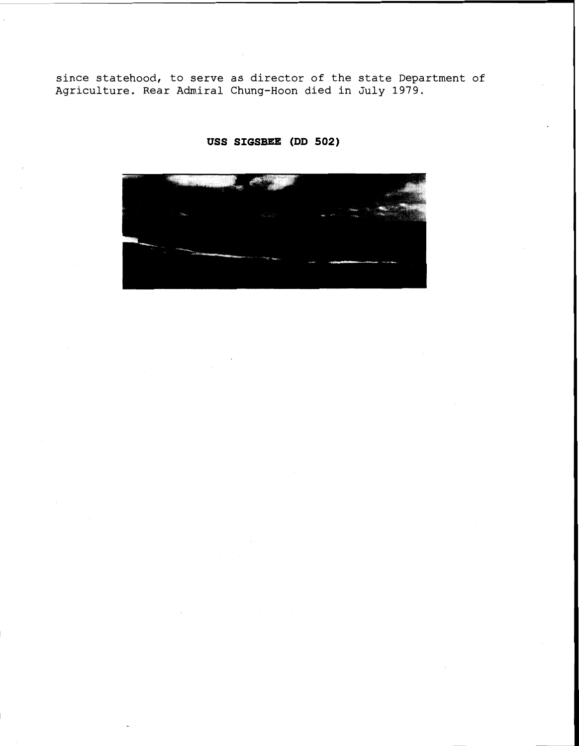since statehood, to serve as director of the state Department of Agriculture. Rear Admiral Chung-Hoon died in July 1979.

**USS SIGSBEE (DD 502)**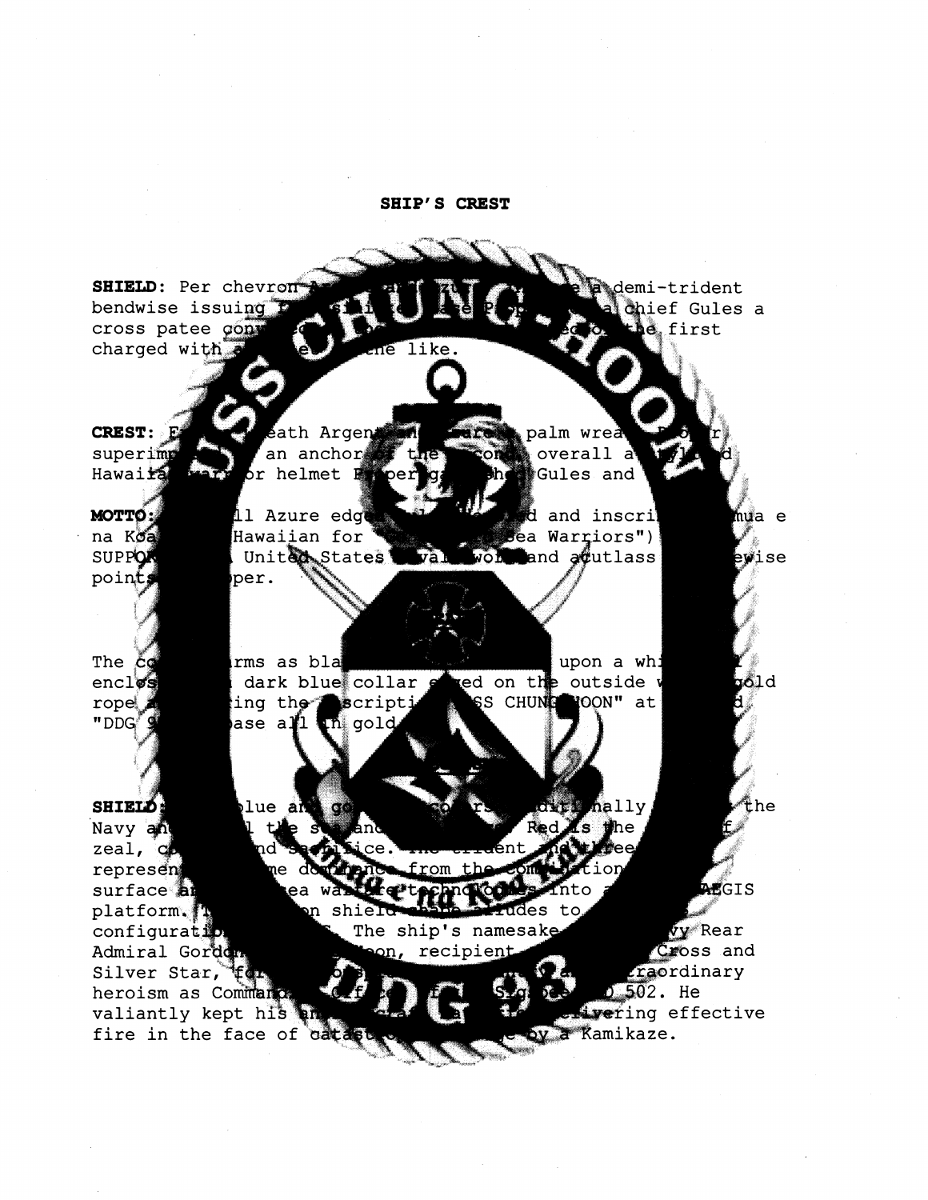## SHIP'S CREST

**SHIELD:** Per chevron Argent and Azure, in base a demi-trident bendwise issuing from sinister base Proper, on a chief Gules a cross patee counterchanged of the second and of the first charged with a mullet of the like.

**CREST:** From a wreath Argent and Azure a palm wreath Proper superimposed by an anchor of the second, overall a stylized Hawaiian warrior helmet Proper garnished Gules and Or.

**MOTTO:** A scroll Azure edged Or lined and inscribed "Imua e na Koa Kai" (Hawaiian for "Go Forth Sea Warriors")

**SUPPORTERS:** A United States Naval sword and a cutlass saltirewise points up Proper.

The coat of arms as blazoned in full color upon a white oval enclosed by a dark blue collar edged on the outside with a gold rope and bearing the inscription "USS CHUNG-HOON" at top and "DDG 93" in base all in gold.

**SHIELD:** Dark blue and gold are colors traditionally used by the Navy and recall the sea and excellence. Red is the color of zeal, courage and sacrifice. The trident and three pointed represent maritime dominance from the combination of the surface and sea warfare technologies into a single AEGIS platform. The chevron shield shape alludes to the ship's configuration. The ship's namesake, Navy Rear Admiral Gordon Chung-Hoon, recipient of the Navy Cross and Silver Star, for conspicuous gallantry and extraordinary heroism as Commanding Officer of the USS Sigsbee DD 502. He valiantly kept his anti-aircraft batteries delivering effective fire in the face of catastrophic damage by a Kamikaze.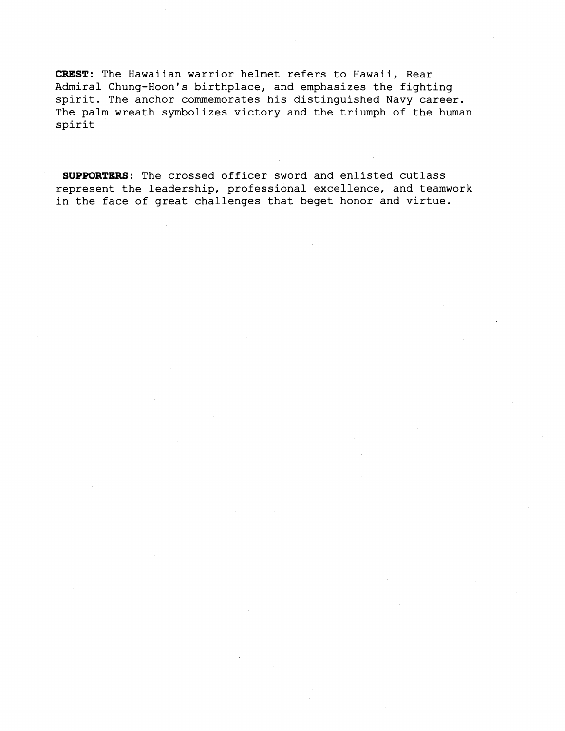**CREST**: The Hawaiian warrior helmet refers to Hawaii, Rear Admiral Chung-Hoon's birthplace, and emphasizes the fighting spirit. The anchor commemorates his distinguished Navy career. The palm wreath symbolizes victory and the triumph of the human spirit

**SUPPORTERS**: The crossed officer sword and enlisted cutlass represent the leadership, professional excellence, and teamwork in the face of great challenges that beget honor and virtue.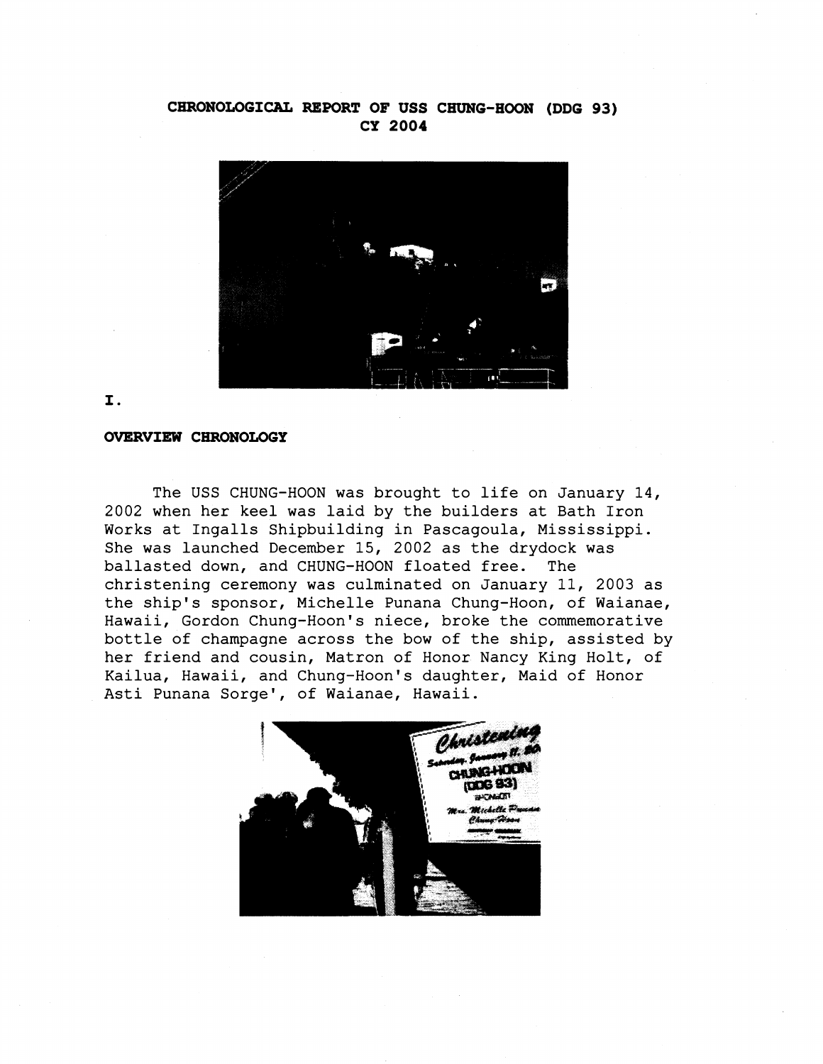# CHRONOLOGICAL REPORT OF USS CHUNG-HOON (DDG 93)
## CY 2004

I.

### OVERVIEW CHRONOLOGY

The USS CHUNG-HOON was brought to life on January 14, 2002 when her keel was laid by the builders at Bath Iron Works at Ingalls Shipbuilding in Pascagoula, Mississippi. She was launched December 15, 2002 as the drydock was ballasted down, and CHUNG-HOON floated free. The christening ceremony was culminated on January 11, 2003 as the ship's sponsor, Michelle Punana Chung-Hoon, of Waianae, Hawaii, Gordon Chung-Hoon's niece, broke the commemorative bottle of champagne across the bow of the ship, assisted by her friend and cousin, Matron of Honor Nancy King Holt, of Kailua, Hawaii, and Chung-Hoon's daughter, Maid of Honor Asti Punana Sorge', of Waianae, Hawaii.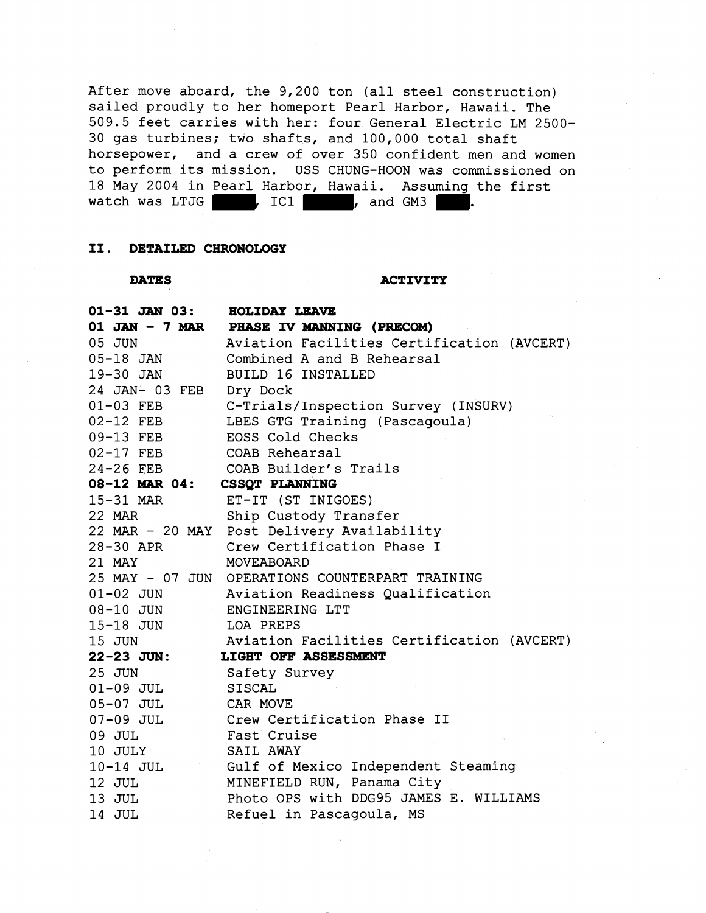After move aboard, the 9,200 ton (all steel construction) sailed proudly to her homeport Pearl Harbor, Hawaii. The 509.5 feet carries with her: four General Electric LM 2500-30 gas turbines; two shafts, and 100,000 total shaft horsepower, and a crew of over 350 confident men and women to perform its mission. USS CHUNG-HOON was commissioned on 18 May 2004 in Pearl Harbor, Hawaii. Assuming the first watch was LTJG ████, IC1 ████, and GM3 ████.

## II. DETAILED CHRONOLOGY

| DATES | ACTIVITY |
|---|---|
| **01-31 JAN 03:** | **HOLIDAY LEAVE** |
| **01 JAN - 7 MAR** | **PHASE IV MANNING (PRECOM)** |
| 05 JUN | Aviation Facilities Certification (AVCERT) |
| 05-18 JAN | Combined A and B Rehearsal |
| 19-30 JAN | BUILD 16 INSTALLED |
| 24 JAN- 03 FEB | Dry Dock |
| 01-03 FEB | C-Trials/Inspection Survey (INSURV) |
| 02-12 FEB | LBES GTG Training (Pascagoula) |
| 09-13 FEB | EOSS Cold Checks |
| 02-17 FEB | COAB Rehearsal |
| 24-26 FEB | COAB Builder's Trails |
| **08-12 MAR 04:** | **CSSQT PLANNING** |
| 15-31 MAR | ET-IT (ST INIGOES) |
| 22 MAR | Ship Custody Transfer |
| 22 MAR - 20 MAY | Post Delivery Availability |
| 28-30 APR | Crew Certification Phase I |
| 21 MAY | MOVEABOARD |
| 25 MAY - 07 JUN | OPERATIONS COUNTERPART TRAINING |
| 01-02 JUN | Aviation Readiness Qualification |
| 08-10 JUN | ENGINEERING LTT |
| 15-18 JUN | LOA PREPS |
| 15 JUN | Aviation Facilities Certification (AVCERT) |
| **22-23 JUN:** | **LIGHT OFF ASSESSMENT** |
| 25 JUN | Safety Survey |
| 01-09 JUL | SISCAL |
| 05-07 JUL | CAR MOVE |
| 07-09 JUL | Crew Certification Phase II |
| 09 JUL | Fast Cruise |
| 10 JULY | SAIL AWAY |
| 10-14 JUL | Gulf of Mexico Independent Steaming |
| 12 JUL | MINEFIELD RUN, Panama City |
| 13 JUL | Photo OPS with DDG95 JAMES E. WILLIAMS |
| 14 JUL | Refuel in Pascagoula, MS |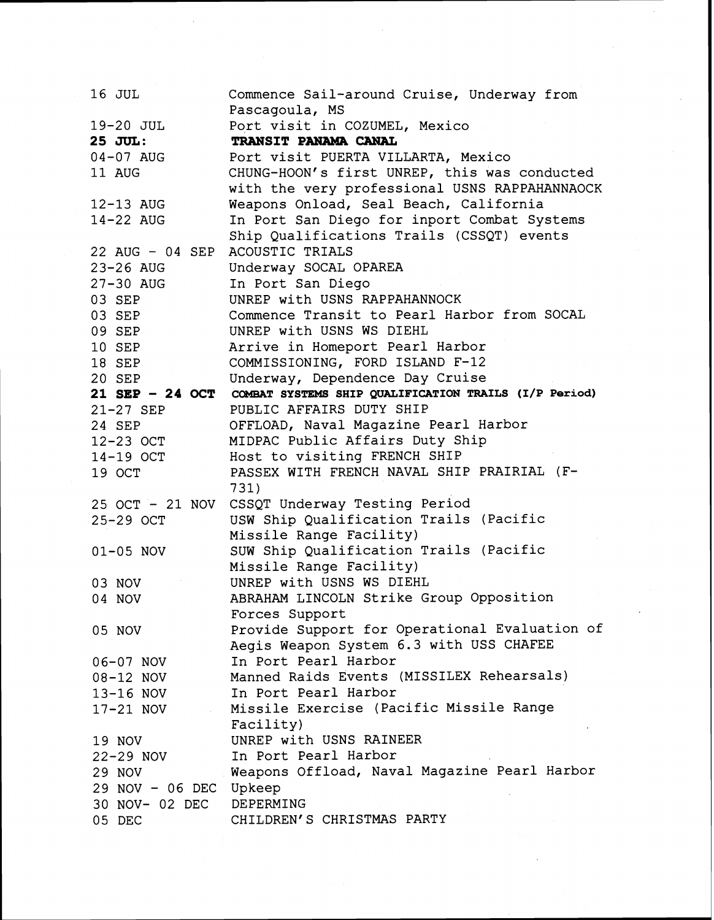| | |
|---|---|
| 16 JUL | Commence Sail-around Cruise, Underway from Pascagoula, MS |
| 19-20 JUL | Port visit in COZUMEL, Mexico |
| **25 JUL:** | **TRANSIT PANAMA CANAL** |
| 04-07 AUG | Port visit PUERTA VILLARTA, Mexico |
| 11 AUG | CHUNG-HOON's first UNREP, this was conducted with the very professional USNS RAPPAHANNAOCK |
| 12-13 AUG | Weapons Onload, Seal Beach, California |
| 14-22 AUG | In Port San Diego for inport Combat Systems Ship Qualifications Trails (CSSQT) events |
| 22 AUG - 04 SEP | ACOUSTIC TRIALS |
| 23-26 AUG | Underway SOCAL OPAREA |
| 27-30 AUG | In Port San Diego |
| 03 SEP | UNREP with USNS RAPPAHANNOCK |
| 03 SEP | Commence Transit to Pearl Harbor from SOCAL |
| 09 SEP | UNREP with USNS WS DIEHL |
| 10 SEP | Arrive in Homeport Pearl Harbor |
| 18 SEP | COMMISSIONING, FORD ISLAND F-12 |
| 20 SEP | Underway, Dependence Day Cruise |
| **21 SEP - 24 OCT** | **COMBAT SYSTEMS SHIP QUALIFICATION TRAILS (I/P Period)** |
| 21-27 SEP | PUBLIC AFFAIRS DUTY SHIP |
| 24 SEP | OFFLOAD, Naval Magazine Pearl Harbor |
| 12-23 OCT | MIDPAC Public Affairs Duty Ship |
| 14-19 OCT | Host to visiting FRENCH SHIP |
| 19 OCT | PASSEX WITH FRENCH NAVAL SHIP PRAIRIAL (F-731) |
| 25 OCT - 21 NOV | CSSQT Underway Testing Period |
| 25-29 OCT | USW Ship Qualification Trails (Pacific Missile Range Facility) |
| 01-05 NOV | SUW Ship Qualification Trails (Pacific Missile Range Facility) |
| 03 NOV | UNREP with USNS WS DIEHL |
| 04 NOV | ABRAHAM LINCOLN Strike Group Opposition Forces Support |
| 05 NOV | Provide Support for Operational Evaluation of Aegis Weapon System 6.3 with USS CHAFEE |
| 06-07 NOV | In Port Pearl Harbor |
| 08-12 NOV | Manned Raids Events (MISSILEX Rehearsals) |
| 13-16 NOV | In Port Pearl Harbor |
| 17-21 NOV | Missile Exercise (Pacific Missile Range Facility) |
| 19 NOV | UNREP with USNS RAINEER |
| 22-29 NOV | In Port Pearl Harbor |
| 29 NOV | Weapons Offload, Naval Magazine Pearl Harbor |
| 29 NOV - 06 DEC | Upkeep |
| 30 NOV- 02 DEC | DEPERMING |
| 05 DEC | CHILDREN'S CHRISTMAS PARTY |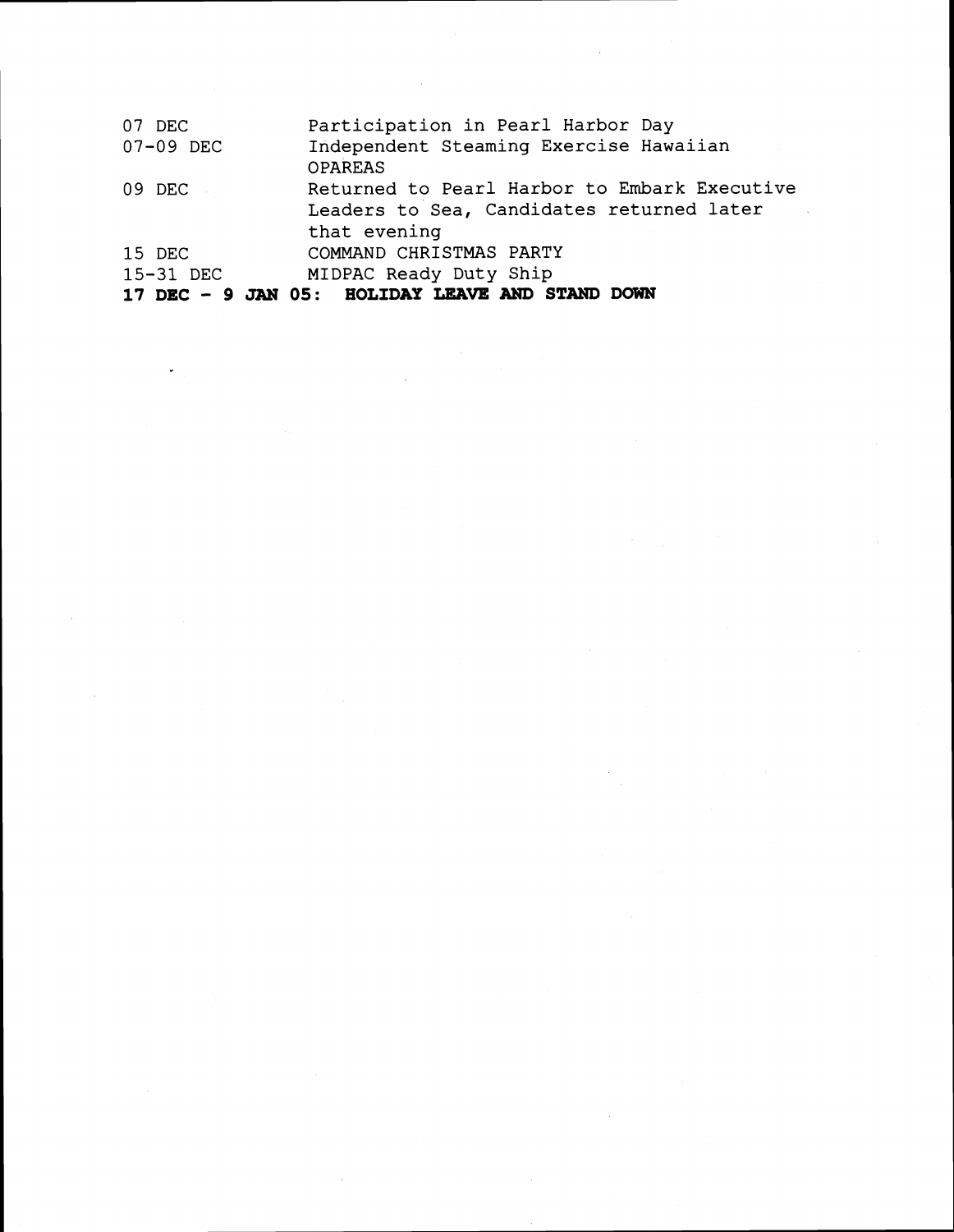| | |
|---|---|
| 07 DEC | Participation in Pearl Harbor Day |
| 07-09 DEC | Independent Steaming Exercise Hawaiian OPAREAS |
| 09 DEC | Returned to Pearl Harbor to Embark Executive Leaders to Sea, Candidates returned later that evening |
| 15 DEC | COMMAND CHRISTMAS PARTY |
| 15-31 DEC | MIDPAC Ready Duty Ship |

**17 DEC - 9 JAN 05: HOLIDAY LEAVE AND STAND DOWN**